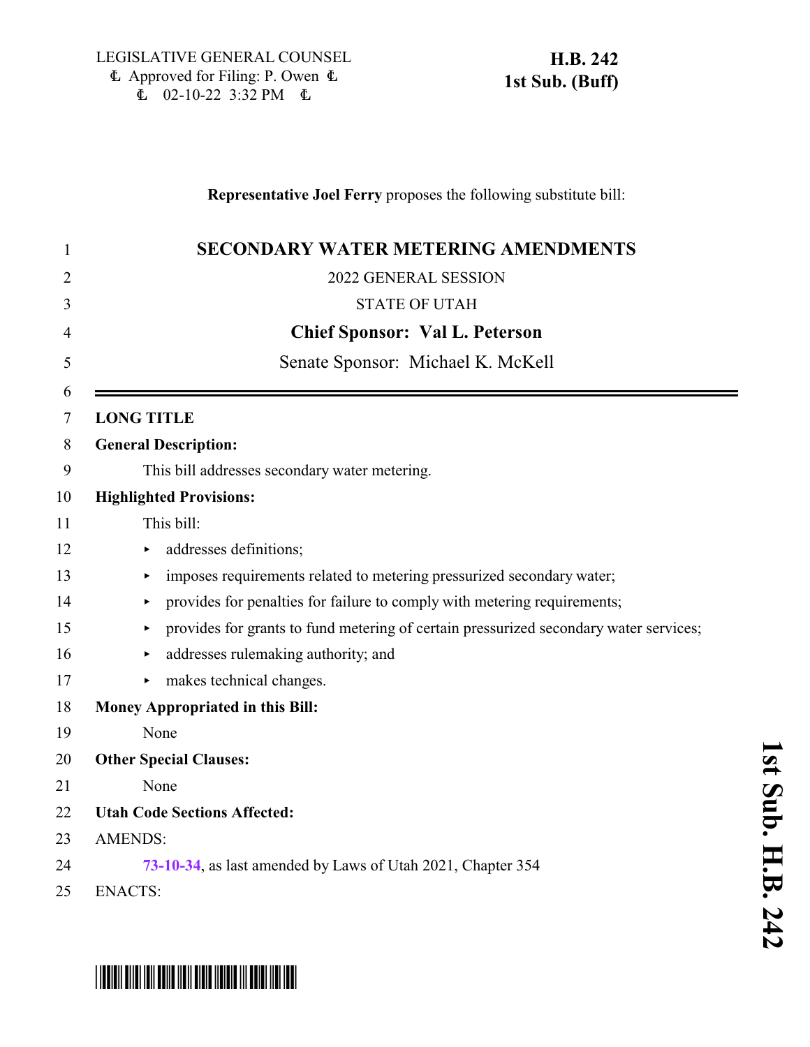LEGISLATIVE GENERAL COUNSEL
Approved for Filing: P. Owen
02-10-22 3:32 PM

**H.B. 242**
**1st Sub. (Buff)**

**Representative Joel Ferry** proposes the following substitute bill:

# SECONDARY WATER METERING AMENDMENTS

2022 GENERAL SESSION

STATE OF UTAH

**Chief Sponsor: Val L. Peterson**

Senate Sponsor: Michael K. McKell

---

**LONG TITLE**

**General Description:**

This bill addresses secondary water metering.

**Highlighted Provisions:**

This bill:

- addresses definitions;
- imposes requirements related to metering pressurized secondary water;
- provides for penalties for failure to comply with metering requirements;
- provides for grants to fund metering of certain pressurized secondary water services;
- addresses rulemaking authority; and
- makes technical changes.

**Money Appropriated in this Bill:**

None

**Other Special Clauses:**

None

**Utah Code Sections Affected:**

AMENDS:

**73-10-34**, as last amended by Laws of Utah 2021, Chapter 354

ENACTS: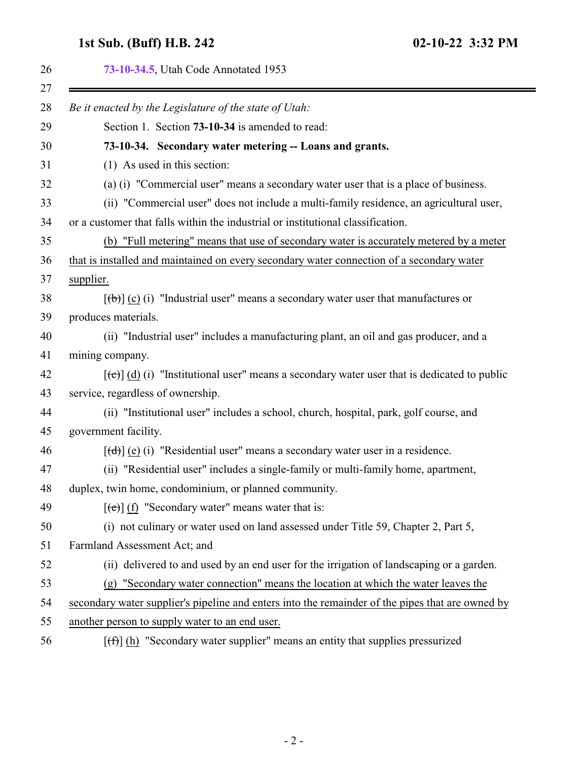73-10-34.5, Utah Code Annotated 1953

*Be it enacted by the Legislature of the state of Utah:*

Section 1. Section **73-10-34** is amended to read:

**73-10-34. Secondary water metering -- Loans and grants.**

(1) As used in this section:

(a) (i) "Commercial user" means a secondary water user that is a place of business.

(ii) "Commercial user" does not include a multi-family residence, an agricultural user, or a customer that falls within the industrial or institutional classification.

(b) "Full metering" means that use of secondary water is accurately metered by a meter that is installed and maintained on every secondary water connection of a secondary water supplier.

[~~(b)~~] (c) (i) "Industrial user" means a secondary water user that manufactures or produces materials.

(ii) "Industrial user" includes a manufacturing plant, an oil and gas producer, and a mining company.

[~~(c)~~] (d) (i) "Institutional user" means a secondary water user that is dedicated to public service, regardless of ownership.

(ii) "Institutional user" includes a school, church, hospital, park, golf course, and government facility.

[~~(d)~~] (e) (i) "Residential user" means a secondary water user in a residence.

(ii) "Residential user" includes a single-family or multi-family home, apartment, duplex, twin home, condominium, or planned community.

[~~(e)~~] (f) "Secondary water" means water that is:

(i) not culinary or water used on land assessed under Title 59, Chapter 2, Part 5, Farmland Assessment Act; and

(ii) delivered to and used by an end user for the irrigation of landscaping or a garden.

(g) "Secondary water connection" means the location at which the water leaves the secondary water supplier's pipeline and enters into the remainder of the pipes that are owned by another person to supply water to an end user.

[~~(f)~~] (h) "Secondary water supplier" means an entity that supplies pressurized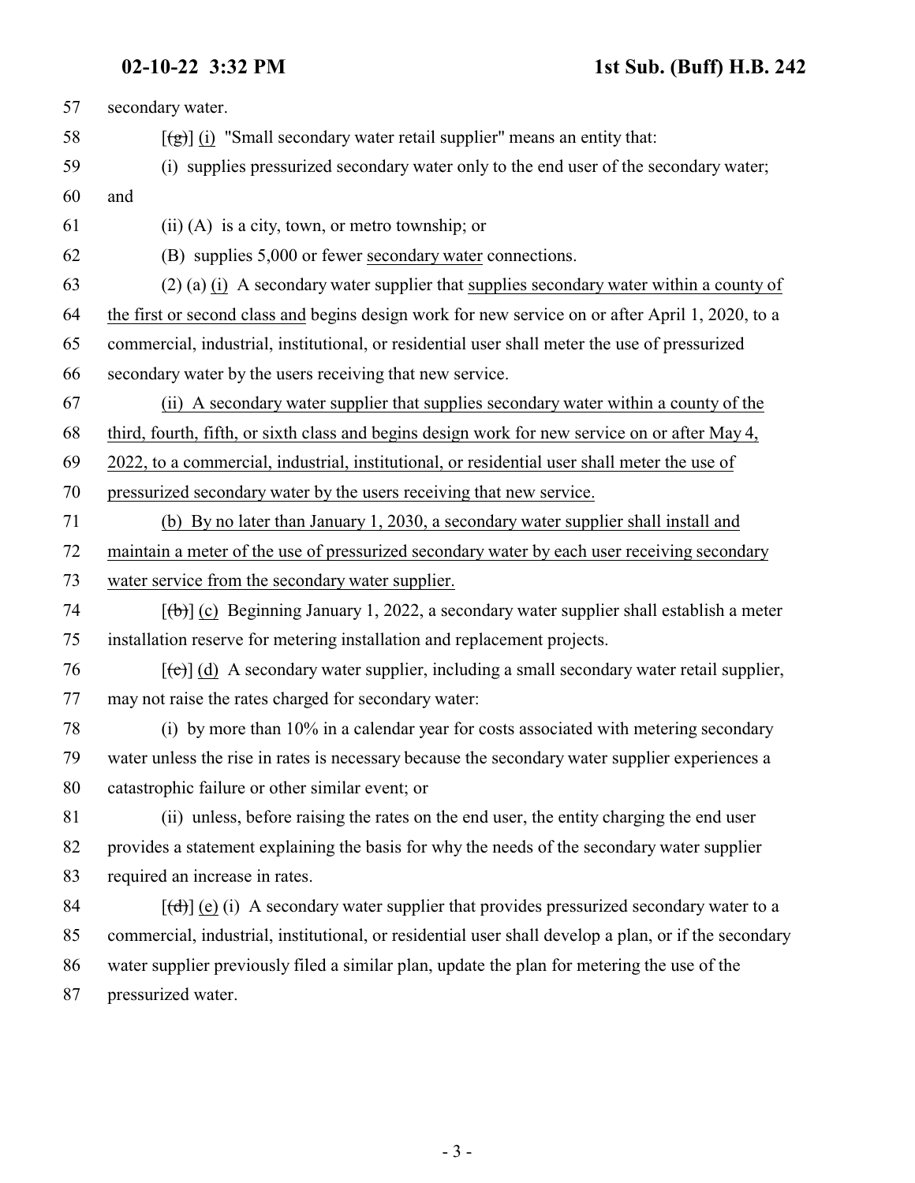57 secondary water.

58 [(g)] (i) "Small secondary water retail supplier" means an entity that:

59 (i) supplies pressurized secondary water only to the end user of the secondary water;

60 and

61 (ii) (A) is a city, town, or metro township; or

62 (B) supplies 5,000 or fewer secondary water connections.

63 (2) (a) (i) A secondary water supplier that supplies secondary water within a county of

64 the first or second class and begins design work for new service on or after April 1, 2020, to a

65 commercial, industrial, institutional, or residential user shall meter the use of pressurized

66 secondary water by the users receiving that new service.

67 (ii) A secondary water supplier that supplies secondary water within a county of the

68 third, fourth, fifth, or sixth class and begins design work for new service on or after May 4,

69 2022, to a commercial, industrial, institutional, or residential user shall meter the use of

70 pressurized secondary water by the users receiving that new service.

71 (b) By no later than January 1, 2030, a secondary water supplier shall install and

72 maintain a meter of the use of pressurized secondary water by each user receiving secondary

73 water service from the secondary water supplier.

74 [(b)] (c) Beginning January 1, 2022, a secondary water supplier shall establish a meter

75 installation reserve for metering installation and replacement projects.

76 [(c)] (d) A secondary water supplier, including a small secondary water retail supplier,

77 may not raise the rates charged for secondary water:

78 (i) by more than 10% in a calendar year for costs associated with metering secondary

79 water unless the rise in rates is necessary because the secondary water supplier experiences a

80 catastrophic failure or other similar event; or

81 (ii) unless, before raising the rates on the end user, the entity charging the end user

82 provides a statement explaining the basis for why the needs of the secondary water supplier

83 required an increase in rates.

84 [(d)] (e) (i) A secondary water supplier that provides pressurized secondary water to a

85 commercial, industrial, institutional, or residential user shall develop a plan, or if the secondary

86 water supplier previously filed a similar plan, update the plan for metering the use of the

87 pressurized water.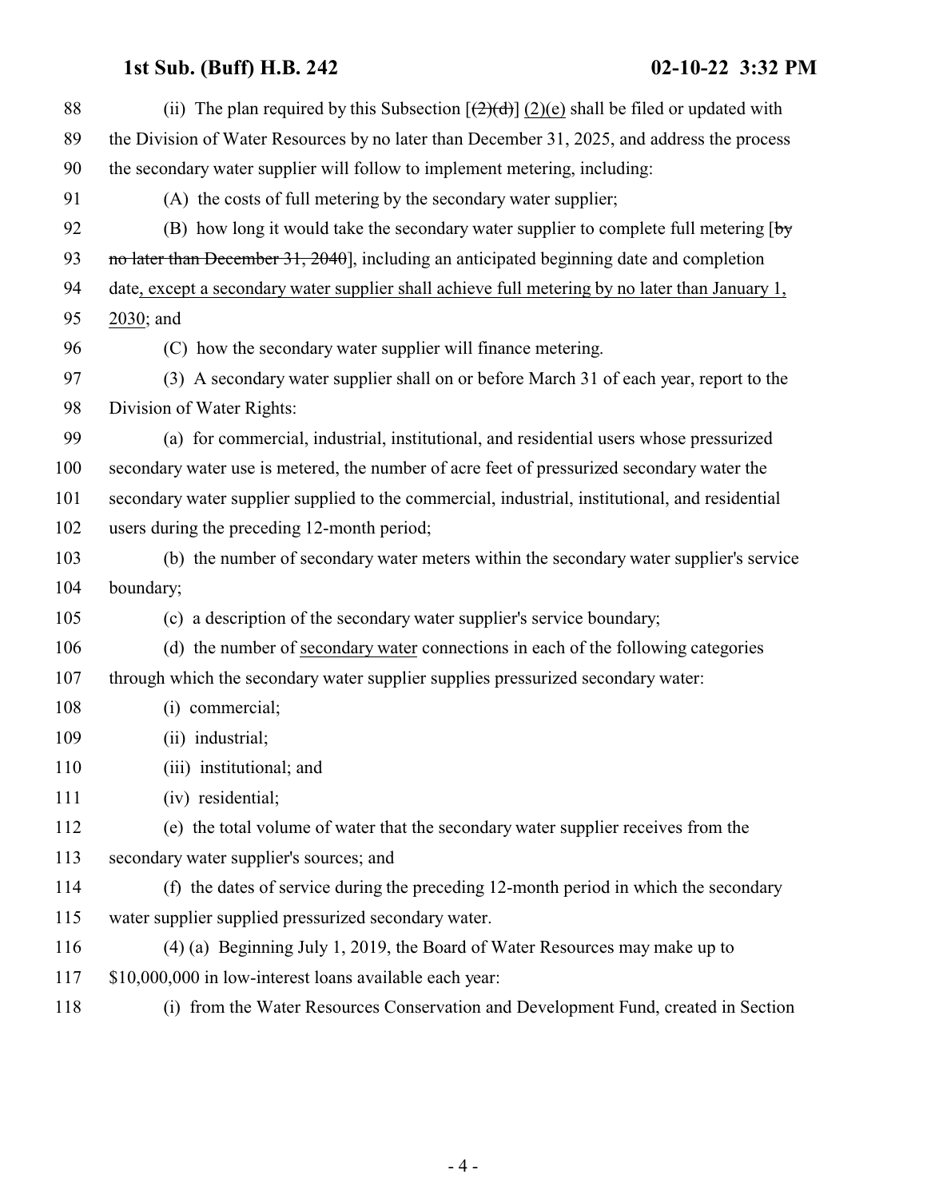(ii) The plan required by this Subsection [~~(2)(d)~~] (2)(e) shall be filed or updated with the Division of Water Resources by no later than December 31, 2025, and address the process the secondary water supplier will follow to implement metering, including:

(A) the costs of full metering by the secondary water supplier;

(B) how long it would take the secondary water supplier to complete full metering [~~by no later than December 31, 2040~~], including an anticipated beginning date and completion date, except a secondary water supplier shall achieve full metering by no later than January 1, 2030; and

(C) how the secondary water supplier will finance metering.

(3) A secondary water supplier shall on or before March 31 of each year, report to the Division of Water Rights:

(a) for commercial, industrial, institutional, and residential users whose pressurized secondary water use is metered, the number of acre feet of pressurized secondary water the secondary water supplier supplied to the commercial, industrial, institutional, and residential users during the preceding 12-month period;

(b) the number of secondary water meters within the secondary water supplier's service boundary;

(c) a description of the secondary water supplier's service boundary;

(d) the number of secondary water connections in each of the following categories through which the secondary water supplier supplies pressurized secondary water:

(i) commercial;

(ii) industrial;

(iii) institutional; and

(iv) residential;

(e) the total volume of water that the secondary water supplier receives from the secondary water supplier's sources; and

(f) the dates of service during the preceding 12-month period in which the secondary water supplier supplied pressurized secondary water.

(4) (a) Beginning July 1, 2019, the Board of Water Resources may make up to $10,000,000 in low-interest loans available each year:

(i) from the Water Resources Conservation and Development Fund, created in Section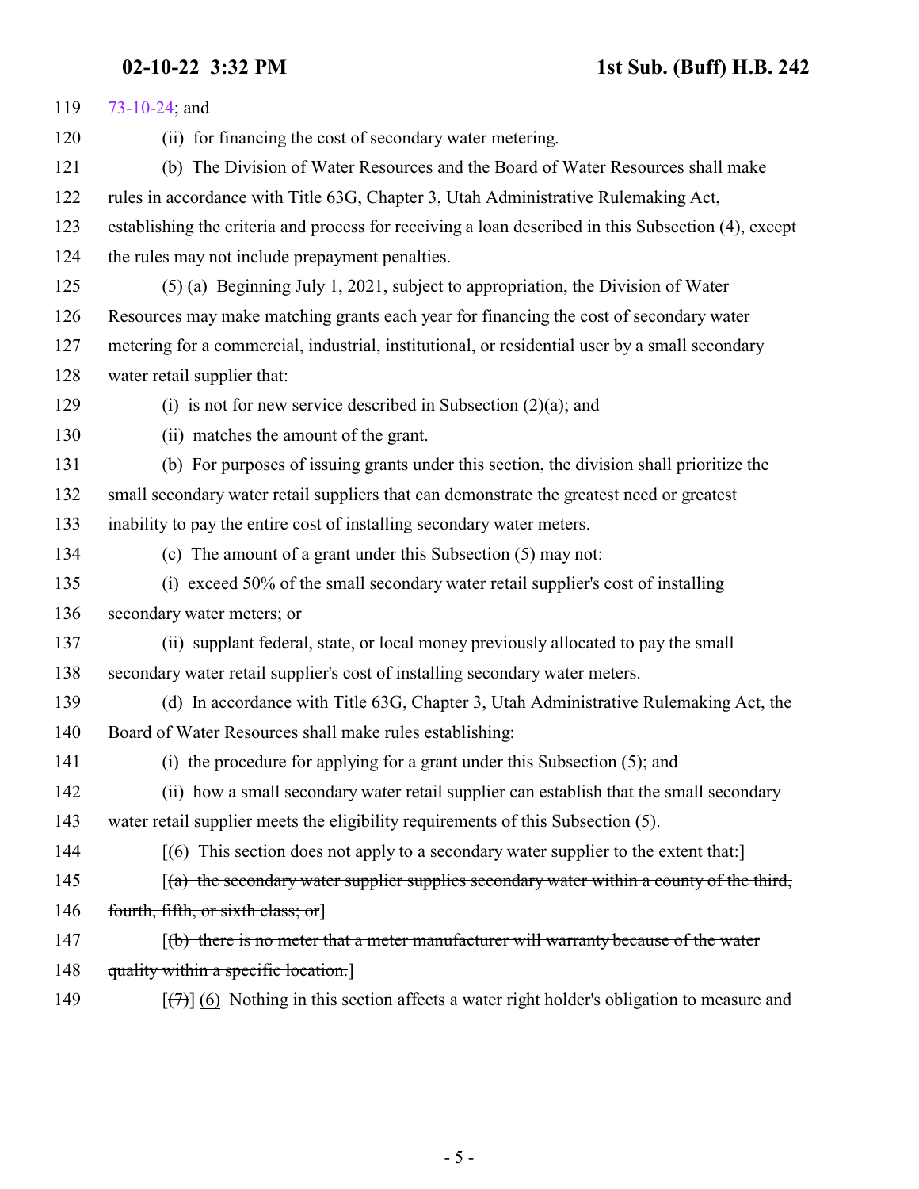119 73-10-24; and

120 (ii) for financing the cost of secondary water metering.

121 (b) The Division of Water Resources and the Board of Water Resources shall make
122 rules in accordance with Title 63G, Chapter 3, Utah Administrative Rulemaking Act,
123 establishing the criteria and process for receiving a loan described in this Subsection (4), except
124 the rules may not include prepayment penalties.

125 (5) (a) Beginning July 1, 2021, subject to appropriation, the Division of Water
126 Resources may make matching grants each year for financing the cost of secondary water
127 metering for a commercial, industrial, institutional, or residential user by a small secondary
128 water retail supplier that:

129 (i) is not for new service described in Subsection (2)(a); and

130 (ii) matches the amount of the grant.

131 (b) For purposes of issuing grants under this section, the division shall prioritize the
132 small secondary water retail suppliers that can demonstrate the greatest need or greatest
133 inability to pay the entire cost of installing secondary water meters.

134 (c) The amount of a grant under this Subsection (5) may not:

135 (i) exceed 50% of the small secondary water retail supplier's cost of installing
136 secondary water meters; or

137 (ii) supplant federal, state, or local money previously allocated to pay the small
138 secondary water retail supplier's cost of installing secondary water meters.

139 (d) In accordance with Title 63G, Chapter 3, Utah Administrative Rulemaking Act, the
140 Board of Water Resources shall make rules establishing:

141 (i) the procedure for applying for a grant under this Subsection (5); and

142 (ii) how a small secondary water retail supplier can establish that the small secondary
143 water retail supplier meets the eligibility requirements of this Subsection (5).

144 [~~(6) This section does not apply to a secondary water supplier to the extent that:~~]

145 [~~(a) the secondary water supplier supplies secondary water within a county of the third,~~
146 ~~fourth, fifth, or sixth class; or~~]

147 [~~(b) there is no meter that a meter manufacturer will warranty because of the water~~
148 ~~quality within a specific location.~~]

149 [~~(7)~~] (6) Nothing in this section affects a water right holder's obligation to measure and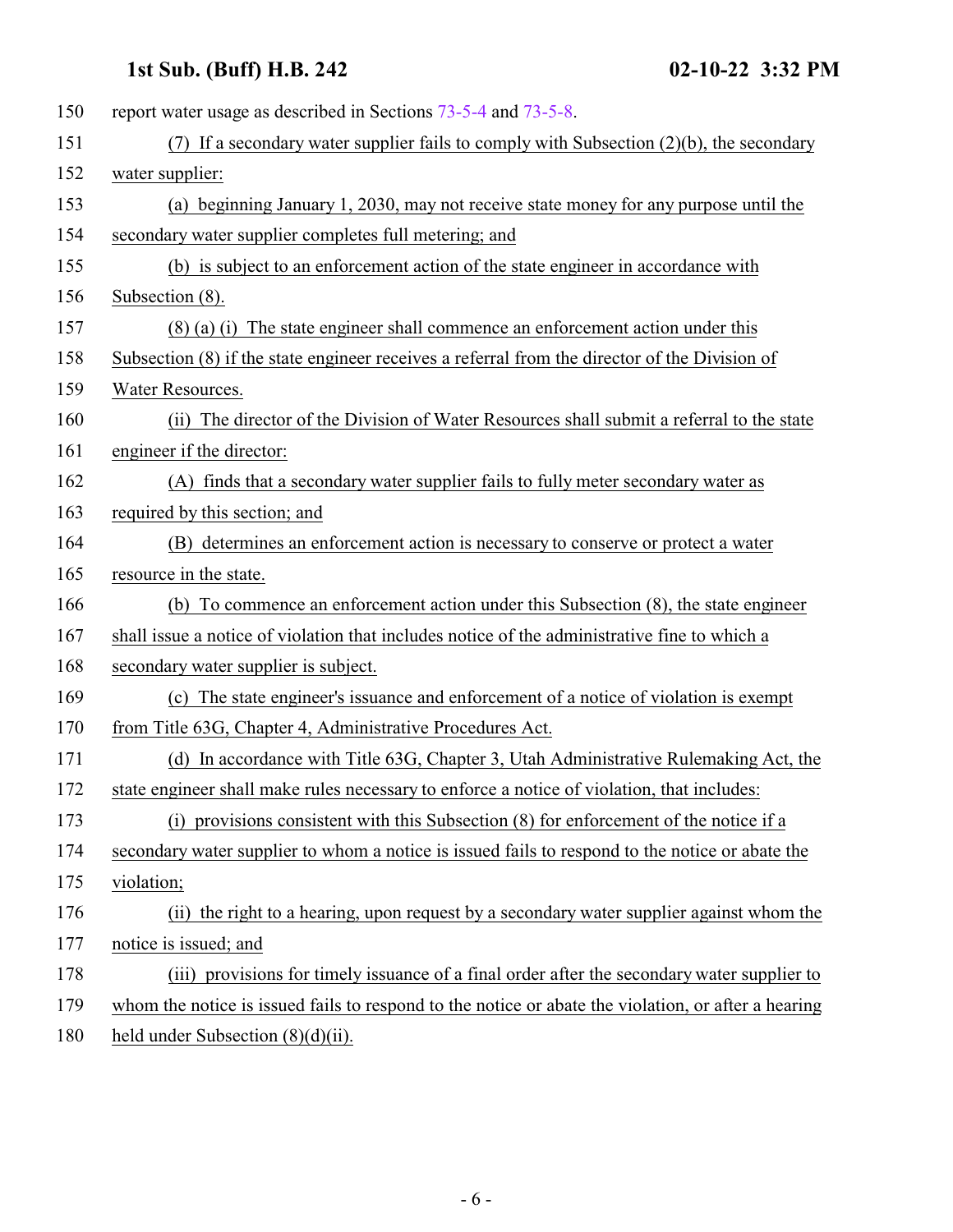report water usage as described in Sections 73-5-4 and 73-5-8.

(7) If a secondary water supplier fails to comply with Subsection (2)(b), the secondary water supplier:

(a) beginning January 1, 2030, may not receive state money for any purpose until the secondary water supplier completes full metering; and

(b) is subject to an enforcement action of the state engineer in accordance with Subsection (8).

(8) (a) (i) The state engineer shall commence an enforcement action under this Subsection (8) if the state engineer receives a referral from the director of the Division of Water Resources.

(ii) The director of the Division of Water Resources shall submit a referral to the state engineer if the director:

(A) finds that a secondary water supplier fails to fully meter secondary water as required by this section; and

(B) determines an enforcement action is necessary to conserve or protect a water resource in the state.

(b) To commence an enforcement action under this Subsection (8), the state engineer shall issue a notice of violation that includes notice of the administrative fine to which a secondary water supplier is subject.

(c) The state engineer's issuance and enforcement of a notice of violation is exempt from Title 63G, Chapter 4, Administrative Procedures Act.

(d) In accordance with Title 63G, Chapter 3, Utah Administrative Rulemaking Act, the state engineer shall make rules necessary to enforce a notice of violation, that includes:

(i) provisions consistent with this Subsection (8) for enforcement of the notice if a secondary water supplier to whom a notice is issued fails to respond to the notice or abate the violation;

(ii) the right to a hearing, upon request by a secondary water supplier against whom the notice is issued; and

(iii) provisions for timely issuance of a final order after the secondary water supplier to whom the notice is issued fails to respond to the notice or abate the violation, or after a hearing held under Subsection (8)(d)(ii).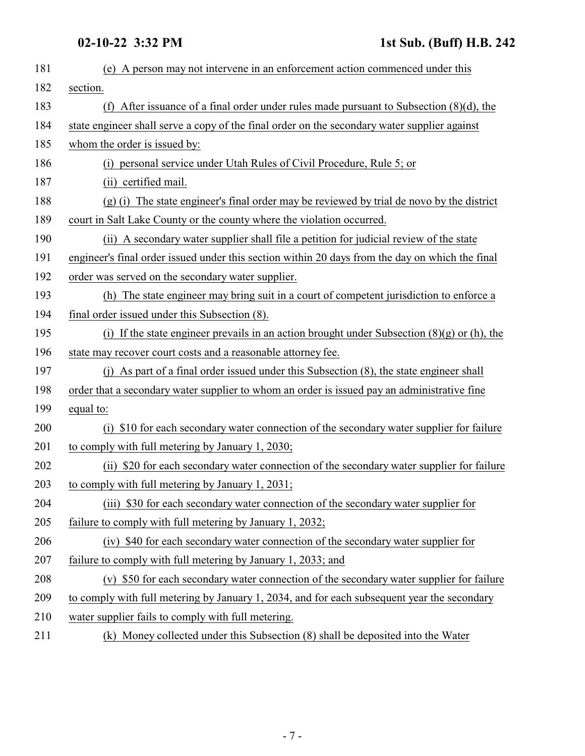(e) A person may not intervene in an enforcement action commenced under this section.

(f) After issuance of a final order under rules made pursuant to Subsection (8)(d), the state engineer shall serve a copy of the final order on the secondary water supplier against whom the order is issued by:

(i) personal service under Utah Rules of Civil Procedure, Rule 5; or

(ii) certified mail.

(g) (i) The state engineer's final order may be reviewed by trial de novo by the district court in Salt Lake County or the county where the violation occurred.

(ii) A secondary water supplier shall file a petition for judicial review of the state engineer's final order issued under this section within 20 days from the day on which the final order was served on the secondary water supplier.

(h) The state engineer may bring suit in a court of competent jurisdiction to enforce a final order issued under this Subsection (8).

(i) If the state engineer prevails in an action brought under Subsection (8)(g) or (h), the state may recover court costs and a reasonable attorney fee.

(j) As part of a final order issued under this Subsection (8), the state engineer shall order that a secondary water supplier to whom an order is issued pay an administrative fine equal to:

(i) $10 for each secondary water connection of the secondary water supplier for failure to comply with full metering by January 1, 2030;

(ii) $20 for each secondary water connection of the secondary water supplier for failure to comply with full metering by January 1, 2031;

(iii) $30 for each secondary water connection of the secondary water supplier for failure to comply with full metering by January 1, 2032;

(iv) $40 for each secondary water connection of the secondary water supplier for failure to comply with full metering by January 1, 2033; and

(v) $50 for each secondary water connection of the secondary water supplier for failure to comply with full metering by January 1, 2034, and for each subsequent year the secondary water supplier fails to comply with full metering.

(k) Money collected under this Subsection (8) shall be deposited into the Water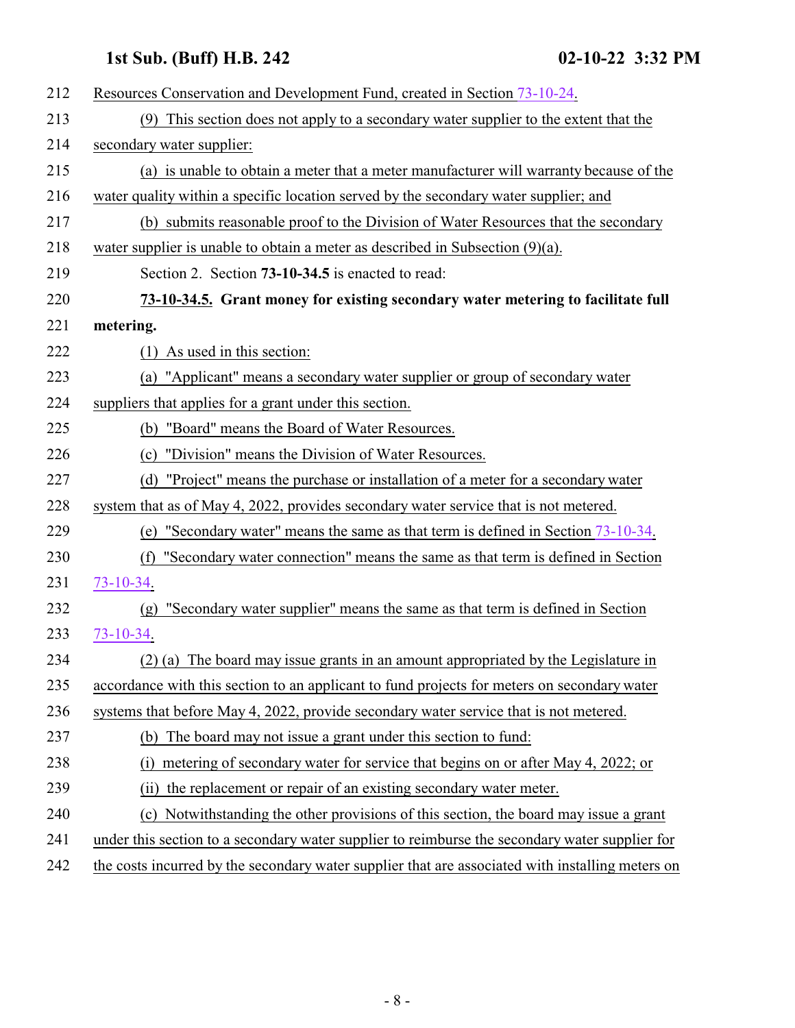Resources Conservation and Development Fund, created in Section 73-10-24.

(9) This section does not apply to a secondary water supplier to the extent that the secondary water supplier:

(a) is unable to obtain a meter that a meter manufacturer will warranty because of the water quality within a specific location served by the secondary water supplier; and

(b) submits reasonable proof to the Division of Water Resources that the secondary water supplier is unable to obtain a meter as described in Subsection (9)(a).

Section 2. Section **73-10-34.5** is enacted to read:

**73-10-34.5. Grant money for existing secondary water metering to facilitate full metering.**

(1) As used in this section:

(a) "Applicant" means a secondary water supplier or group of secondary water suppliers that applies for a grant under this section.

(b) "Board" means the Board of Water Resources.

(c) "Division" means the Division of Water Resources.

(d) "Project" means the purchase or installation of a meter for a secondary water system that as of May 4, 2022, provides secondary water service that is not metered.

(e) "Secondary water" means the same as that term is defined in Section 73-10-34.

(f) "Secondary water connection" means the same as that term is defined in Section 73-10-34.

(g) "Secondary water supplier" means the same as that term is defined in Section 73-10-34.

(2) (a) The board may issue grants in an amount appropriated by the Legislature in accordance with this section to an applicant to fund projects for meters on secondary water systems that before May 4, 2022, provide secondary water service that is not metered.

(b) The board may not issue a grant under this section to fund:

(i) metering of secondary water for service that begins on or after May 4, 2022; or

(ii) the replacement or repair of an existing secondary water meter.

(c) Notwithstanding the other provisions of this section, the board may issue a grant under this section to a secondary water supplier to reimburse the secondary water supplier for the costs incurred by the secondary water supplier that are associated with installing meters on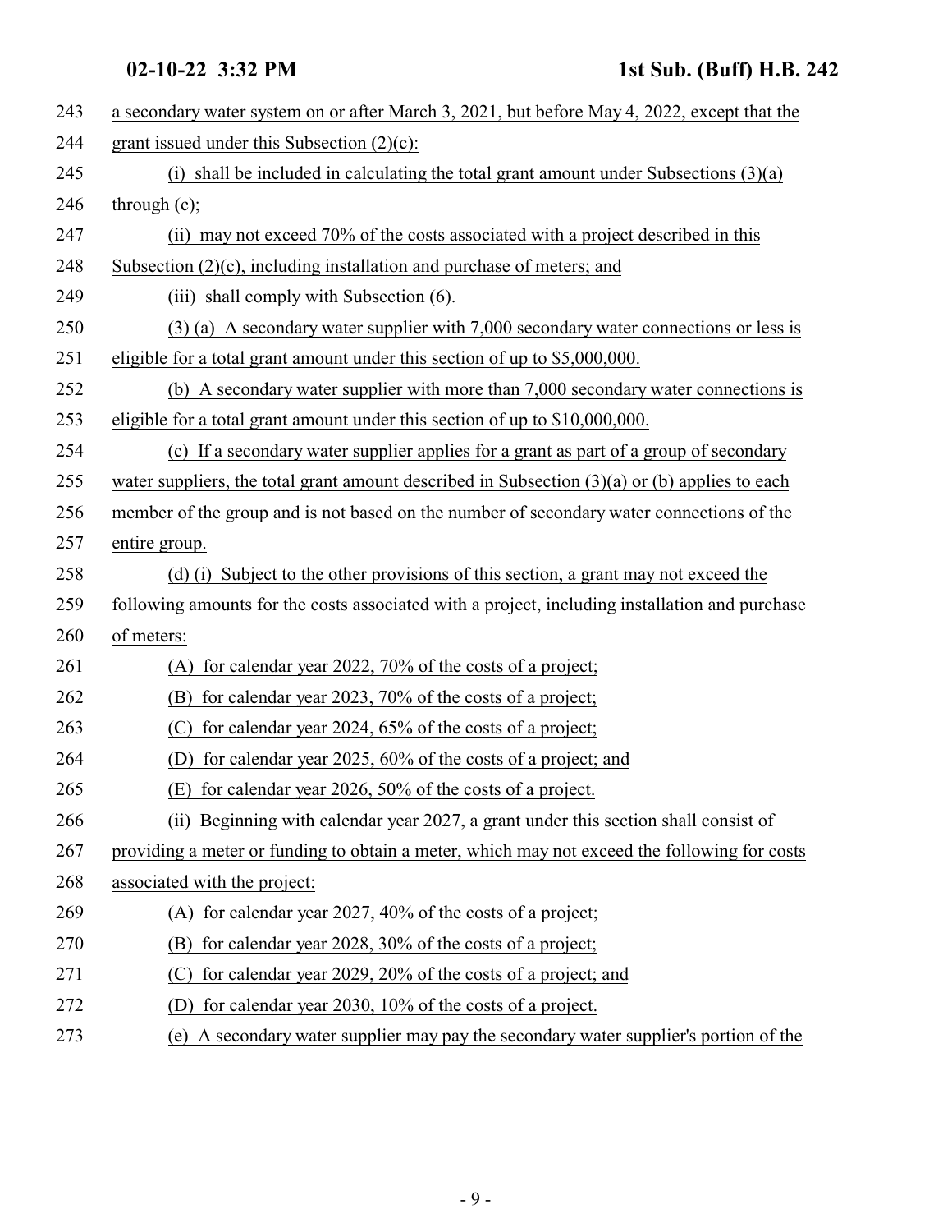a secondary water system on or after March 3, 2021, but before May 4, 2022, except that the grant issued under this Subsection (2)(c):

(i) shall be included in calculating the total grant amount under Subsections (3)(a) through (c);

(ii) may not exceed 70% of the costs associated with a project described in this Subsection (2)(c), including installation and purchase of meters; and

(iii) shall comply with Subsection (6).

(3) (a) A secondary water supplier with 7,000 secondary water connections or less is eligible for a total grant amount under this section of up to $5,000,000.

(b) A secondary water supplier with more than 7,000 secondary water connections is eligible for a total grant amount under this section of up to $10,000,000.

(c) If a secondary water supplier applies for a grant as part of a group of secondary water suppliers, the total grant amount described in Subsection (3)(a) or (b) applies to each member of the group and is not based on the number of secondary water connections of the entire group.

(d) (i) Subject to the other provisions of this section, a grant may not exceed the following amounts for the costs associated with a project, including installation and purchase of meters:

(A) for calendar year 2022, 70% of the costs of a project;

(B) for calendar year 2023, 70% of the costs of a project;

(C) for calendar year 2024, 65% of the costs of a project;

(D) for calendar year 2025, 60% of the costs of a project; and

(E) for calendar year 2026, 50% of the costs of a project.

(ii) Beginning with calendar year 2027, a grant under this section shall consist of providing a meter or funding to obtain a meter, which may not exceed the following for costs associated with the project:

(A) for calendar year 2027, 40% of the costs of a project;

(B) for calendar year 2028, 30% of the costs of a project;

(C) for calendar year 2029, 20% of the costs of a project; and

(D) for calendar year 2030, 10% of the costs of a project.

(e) A secondary water supplier may pay the secondary water supplier's portion of the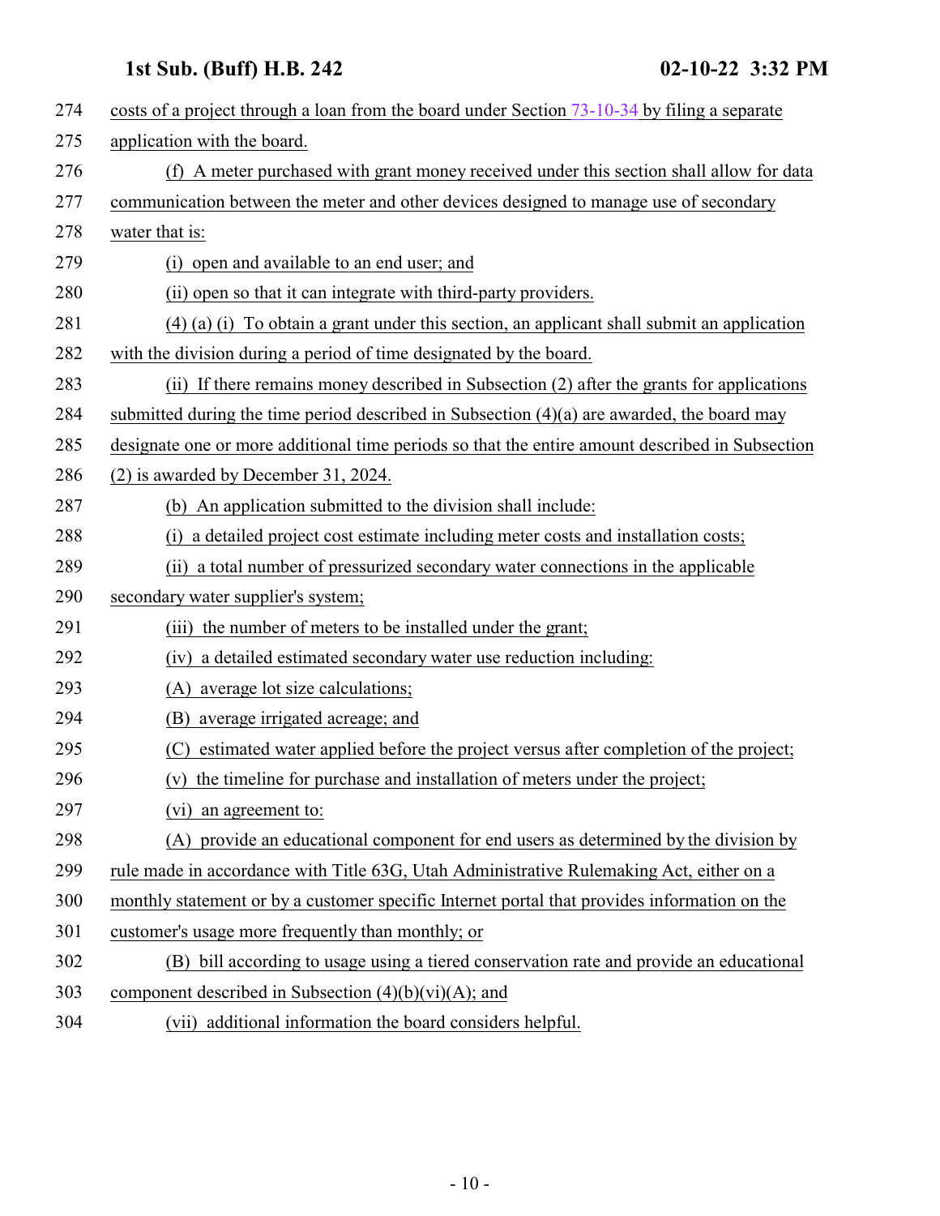costs of a project through a loan from the board under Section 73-10-34 by filing a separate application with the board.

(f) A meter purchased with grant money received under this section shall allow for data communication between the meter and other devices designed to manage use of secondary water that is:

(i) open and available to an end user; and

(ii) open so that it can integrate with third-party providers.

(4) (a) (i) To obtain a grant under this section, an applicant shall submit an application with the division during a period of time designated by the board.

(ii) If there remains money described in Subsection (2) after the grants for applications submitted during the time period described in Subsection (4)(a) are awarded, the board may designate one or more additional time periods so that the entire amount described in Subsection (2) is awarded by December 31, 2024.

(b) An application submitted to the division shall include:

(i) a detailed project cost estimate including meter costs and installation costs;

(ii) a total number of pressurized secondary water connections in the applicable secondary water supplier's system;

(iii) the number of meters to be installed under the grant;

(iv) a detailed estimated secondary water use reduction including:

(A) average lot size calculations;

(B) average irrigated acreage; and

(C) estimated water applied before the project versus after completion of the project;

(v) the timeline for purchase and installation of meters under the project;

(vi) an agreement to:

(A) provide an educational component for end users as determined by the division by rule made in accordance with Title 63G, Utah Administrative Rulemaking Act, either on a monthly statement or by a customer specific Internet portal that provides information on the customer's usage more frequently than monthly; or

(B) bill according to usage using a tiered conservation rate and provide an educational component described in Subsection (4)(b)(vi)(A); and

(vii) additional information the board considers helpful.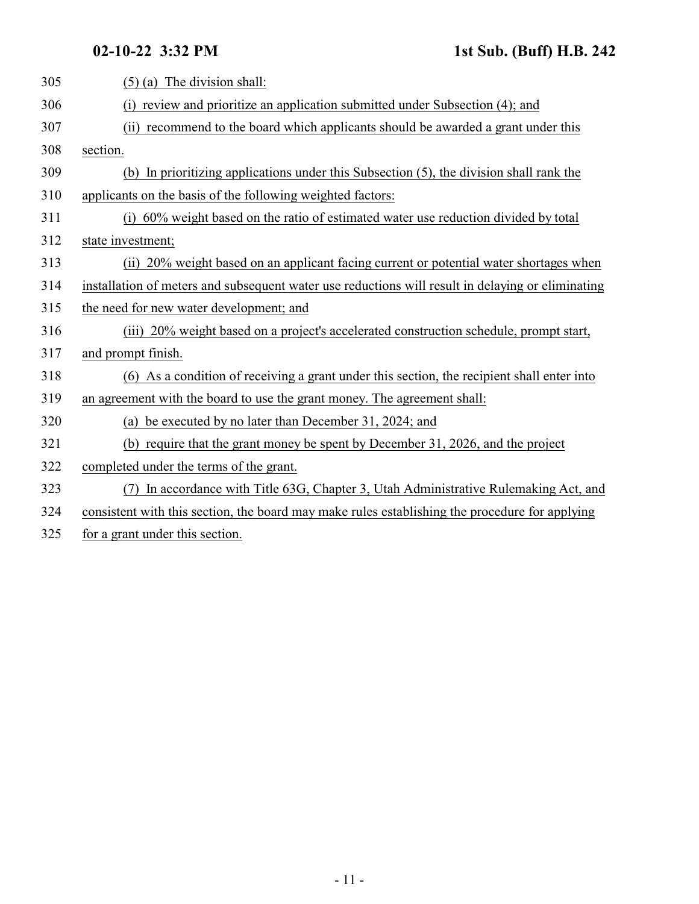(5) (a) The division shall:

(i) review and prioritize an application submitted under Subsection (4); and

(ii) recommend to the board which applicants should be awarded a grant under this section.

(b) In prioritizing applications under this Subsection (5), the division shall rank the applicants on the basis of the following weighted factors:

(i) 60% weight based on the ratio of estimated water use reduction divided by total state investment;

(ii) 20% weight based on an applicant facing current or potential water shortages when installation of meters and subsequent water use reductions will result in delaying or eliminating the need for new water development; and

(iii) 20% weight based on a project's accelerated construction schedule, prompt start, and prompt finish.

(6) As a condition of receiving a grant under this section, the recipient shall enter into an agreement with the board to use the grant money. The agreement shall:

(a) be executed by no later than December 31, 2024; and

(b) require that the grant money be spent by December 31, 2026, and the project completed under the terms of the grant.

(7) In accordance with Title 63G, Chapter 3, Utah Administrative Rulemaking Act, and consistent with this section, the board may make rules establishing the procedure for applying for a grant under this section.